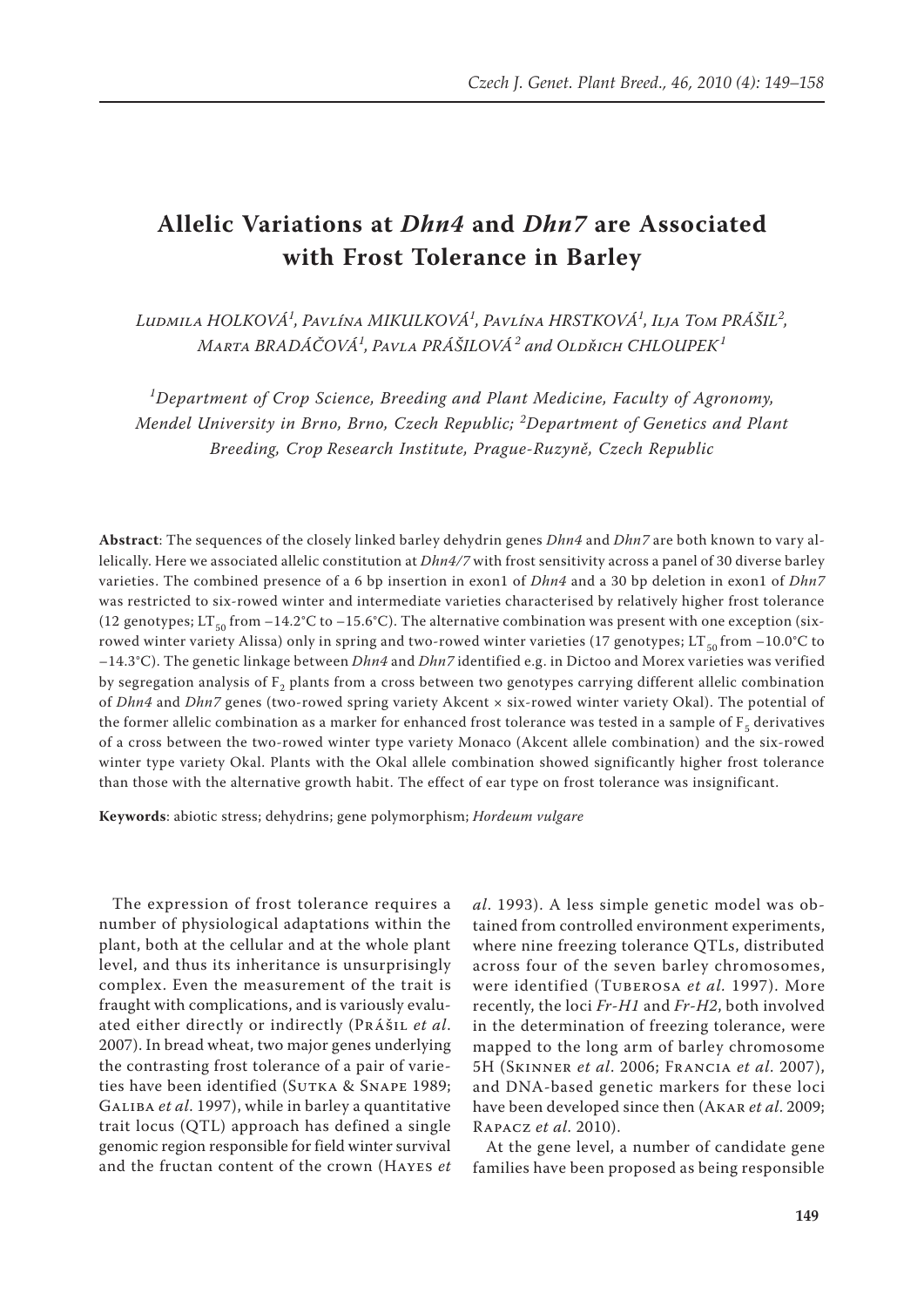# Allelic Variations at *Dhn4* and *Dhn7* are Associated with Frost Tolerance in Barley

*Ludmila HOLKOVÁ[1], Pavlína MIKULKOVÁ[1], Pavlína HRSTKOVÁ[1], Ilja Tom PRÁŠIL[2], Marta BRADÁČOVÁ[1], Pavla PRÁŠILOVÁ[2] and Oldřich CHLOUPEK[1]*

*[1]Department of Crop Science, Breeding and Plant Medicine, Faculty of Agronomy, Mendel University in Brno, Brno, Czech Republic; [2]Department of Genetics and Plant Breeding, Crop Research Institute, Prague-Ruzyně, Czech Republic*

**Abstract**: The sequences of the closely linked barley dehydrin genes *Dhn4* and *Dhn7* are both known to vary allelically. Here we associated allelic constitution at *Dhn4/7* with frost sensitivity across a panel of 30 diverse barley varieties. The combined presence of a 6 bp insertion in exon1 of *Dhn4* and a 30 bp deletion in exon1 of *Dhn7* was restricted to six-rowed winter and intermediate varieties characterised by relatively higher frost tolerance (12 genotypes; $LT_{50}$ from −14.2°C to −15.6°C). The alternative combination was present with one exception (six-rowed winter variety Alissa) only in spring and two-rowed winter varieties (17 genotypes; $LT_{50}$ from −10.0°C to −14.3°C). The genetic linkage between *Dhn4* and *Dhn7* identified e.g. in Dictoo and Morex varieties was verified by segregation analysis of $F_2$ plants from a cross between two genotypes carrying different allelic combination of *Dhn4* and *Dhn7* genes (two-rowed spring variety Akcent × six-rowed winter variety Okal). The potential of the former allelic combination as a marker for enhanced frost tolerance was tested in a sample of $F_5$ derivatives of a cross between the two-rowed winter type variety Monaco (Akcent allele combination) and the six-rowed winter type variety Okal. Plants with the Okal allele combination showed significantly higher frost tolerance than those with the alternative growth habit. The effect of ear type on frost tolerance was insignificant.

**Keywords**: abiotic stress; dehydrins; gene polymorphism; *Hordeum vulgare*

The expression of frost tolerance requires a number of physiological adaptations within the plant, both at the cellular and at the whole plant level, and thus its inheritance is unsurprisingly complex. Even the measurement of the trait is fraught with complications, and is variously evaluated either directly or indirectly (Prášil *et al*. 2007). In bread wheat, two major genes underlying the contrasting frost tolerance of a pair of varieties have been identified (Sutka & Snape 1989; Galiba *et al*. 1997), while in barley a quantitative trait locus (QTL) approach has defined a single genomic region responsible for field winter survival and the fructan content of the crown (Hayes *et al*. 1993). A less simple genetic model was obtained from controlled environment experiments, where nine freezing tolerance QTLs, distributed across four of the seven barley chromosomes, were identified (Tuberosa *et al.* 1997). More recently, the loci *Fr-H1* and *Fr-H2*, both involved in the determination of freezing tolerance, were mapped to the long arm of barley chromosome 5H (Skinner *et al*. 2006; Francia *et al*. 2007), and DNA-based genetic markers for these loci have been developed since then (Akar *et al*. 2009; Rapacz *et al.* 2010).

At the gene level, a number of candidate gene families have been proposed as being responsible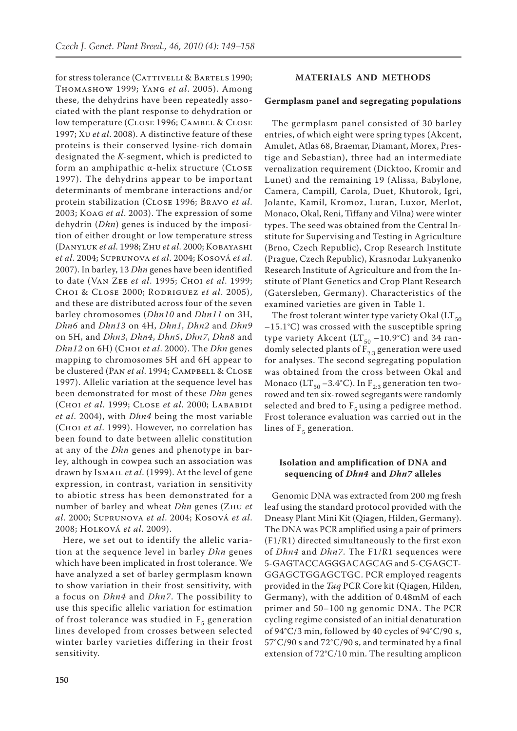for stress tolerance (Cattivelli & Bartels 1990; Thomashow 1999; Yang *et al*. 2005). Among these, the dehydrins have been repeatedly associated with the plant response to dehydration or low temperature (Close 1996; Cambel & Close 1997; Xu *et al*. 2008). A distinctive feature of these proteins is their conserved lysine-rich domain designated the *K*-segment, which is predicted to form an amphipathic α-helix structure (Close 1997). The dehydrins appear to be important determinants of membrane interactions and/or protein stabilization (Close 1996; Bravo *et al*. 2003; Koag *et al*. 2003). The expression of some dehydrin (*Dhn*) genes is induced by the imposition of either drought or low temperature stress (Danyluk *et al*. 1998; Zhu *et al*. 2000; Kobayashi *et al*. 2004; Suprunova *et al*. 2004; Kosová *et al*. 2007). In barley, 13 *Dhn* genes have been identified to date (Van Zee *et al*. 1995; Choi *et al*. 1999; Choi & Close 2000; Rodriguez *et al*. 2005), and these are distributed across four of the seven barley chromosomes (*Dhn10* and *Dhn11* on 3H, *Dhn6* and *Dhn13* on 4H, *Dhn1*, *Dhn2* and *Dhn9* on 5H, and *Dhn3*, *Dhn4*, *Dhn5*, *Dhn7*, *Dhn8* and *Dhn12* on 6H) (Choi *et al*. 2000). The *Dhn* genes mapping to chromosomes 5H and 6H appear to be clustered (Pan *et al*. 1994; Campbell & Close 1997). Allelic variation at the sequence level has been demonstrated for most of these *Dhn* genes (Choi *et al*. 1999; Close *et al*. 2000; Lababidi *et al*. 2004), with *Dhn4* being the most variable (Choi *et al*. 1999). However, no correlation has been found to date between allelic constitution at any of the *Dhn* genes and phenotype in barley, although in cowpea such an association was drawn by Ismail *et al*. (1999). At the level of gene expression, in contrast, variation in sensitivity to abiotic stress has been demonstrated for a number of barley and wheat *Dhn* genes (Zhu *et al*. 2000; Suprunova *et al*. 2004; Kosová *et al*. 2008; Holková *et al*. 2009).

Here, we set out to identify the allelic variation at the sequence level in barley *Dhn* genes which have been implicated in frost tolerance. We have analyzed a set of barley germplasm known to show variation in their frost sensitivity, with a focus on *Dhn4* and *Dhn7*. The possibility to use this specific allelic variation for estimation of frost tolerance was studied in $F_5$ generation lines developed from crosses between selected winter barley varieties differing in their frost sensitivity.

## MATERIALS AND METHODS

### Germplasm panel and segregating populations

The germplasm panel consisted of 30 barley entries, of which eight were spring types (Akcent, Amulet, Atlas 68, Braemar, Diamant, Morex, Prestige and Sebastian), three had an intermediate vernalization requirement (Dicktoo, Kromir and Lunet) and the remaining 19 (Alissa, Babylone, Camera, Campill, Carola, Duet, Khutorok, Igri, Jolante, Kamil, Kromoz, Luran, Luxor, Merlot, Monaco, Okal, Reni, Tiffany and Vilna) were winter types. The seed was obtained from the Central Institute for Supervising and Testing in Agriculture (Brno, Czech Republic), Crop Research Institute (Prague, Czech Republic), Krasnodar Lukyanenko Research Institute of Agriculture and from the Institute of Plant Genetics and Crop Plant Research (Gatersleben, Germany). Characteristics of the examined varieties are given in Table 1.

The frost tolerant winter type variety Okal ($LT_{50}$ −15.1°C) was crossed with the susceptible spring type variety Akcent ($LT_{50}$ −10.9°C) and 34 randomly selected plants of $F_{2:3}$ generation were used for analyses. The second segregating population was obtained from the cross between Okal and Monaco ($LT_{50}$ −3.4°C). In $F_{2:3}$ generation ten two-rowed and ten six-rowed segregants were randomly selected and bred to $F_5$ using a pedigree method. Frost tolerance evaluation was carried out in the lines of $F_5$ generation.

### Isolation and amplification of DNA and sequencing of *Dhn4* and *Dhn7* alleles

Genomic DNA was extracted from 200 mg fresh leaf using the standard protocol provided with the Dneasy Plant Mini Kit (Qiagen, Hilden, Germany). The DNA was PCR amplified using a pair of primers (F1/R1) directed simultaneously to the first exon of *Dhn4* and *Dhn7*. The F1/R1 sequences were 5-GAGTACCAGGGACAGCAG and 5-CGAGCTGGAGCTGGAGCTGC. PCR employed reagents provided in the *Taq* PCR Core kit (Qiagen, Hilden, Germany), with the addition of 0.48mM of each primer and 50–100 ng genomic DNA. The PCR cycling regime consisted of an initial denaturation of 94°C/3 min, followed by 40 cycles of 94°C/90 s, 57°C/90 s and 72°C/90 s, and terminated by a final extension of 72°C/10 min. The resulting amplicon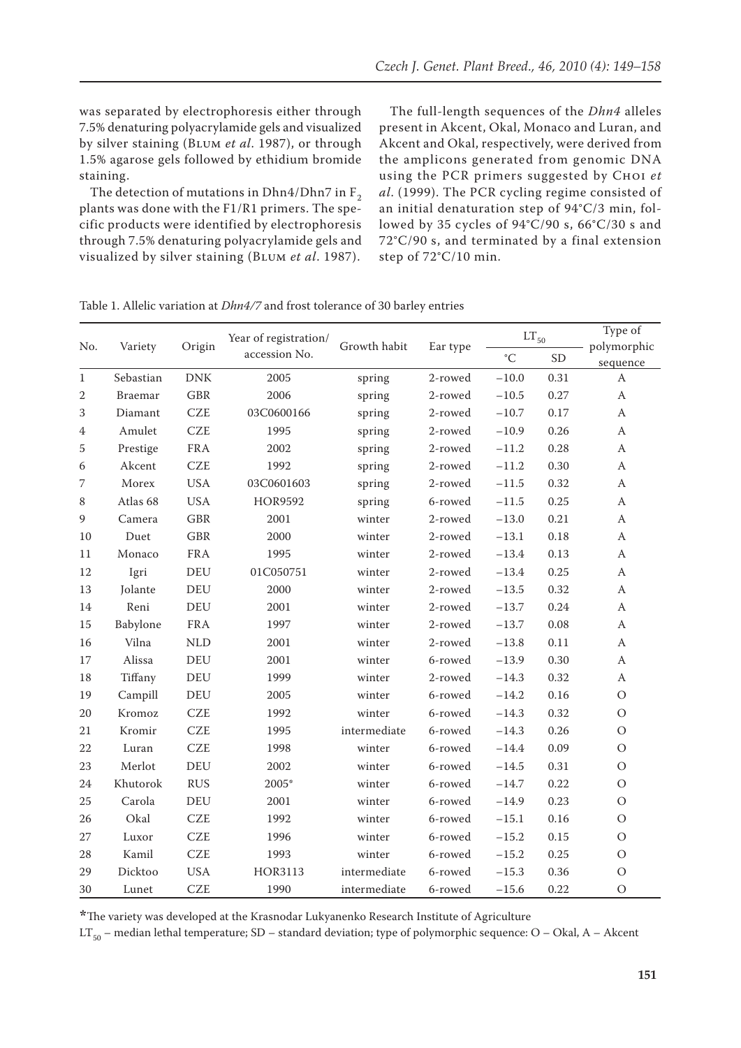was separated by electrophoresis either through 7.5% denaturing polyacrylamide gels and visualized by silver staining (Blum *et al*. 1987), or through 1.5% agarose gels followed by ethidium bromide staining.

The detection of mutations in Dhn4/Dhn7 in $F_2$ plants was done with the F1/R1 primers. The specific products were identified by electrophoresis through 7.5% denaturing polyacrylamide gels and visualized by silver staining (Blum *et al*. 1987).

The full-length sequences of the *Dhn4* alleles present in Akcent, Okal, Monaco and Luran, and Akcent and Okal, respectively, were derived from the amplicons generated from genomic DNA using the PCR primers suggested by Choi *et al*. (1999). The PCR cycling regime consisted of an initial denaturation step of 94°C/3 min, followed by 35 cycles of 94°C/90 s, 66°C/30 s and 72°C/90 s, and terminated by a final extension step of 72°C/10 min.

Table 1. Allelic variation at *Dhn4/7* and frost tolerance of 30 barley entries

| No. | Variety | Origin | Year of registration/ accession No. | Growth habit | Ear type | $LT_{50}$ | | Type of polymorphic sequence |
|---|---|---|---|---|---|---|---|---|
| | | | | | | °C | SD | |
| 1 | Sebastian | DNK | 2005 | spring | 2-rowed | −10.0 | 0.31 | A |
| 2 | Braemar | GBR | 2006 | spring | 2-rowed | −10.5 | 0.27 | A |
| 3 | Diamant | CZE | 03C0600166 | spring | 2-rowed | −10.7 | 0.17 | A |
| 4 | Amulet | CZE | 1995 | spring | 2-rowed | −10.9 | 0.26 | A |
| 5 | Prestige | FRA | 2002 | spring | 2-rowed | −11.2 | 0.28 | A |
| 6 | Akcent | CZE | 1992 | spring | 2-rowed | −11.2 | 0.30 | A |
| 7 | Morex | USA | 03C0601603 | spring | 2-rowed | −11.5 | 0.32 | A |
| 8 | Atlas 68 | USA | HOR9592 | spring | 6-rowed | −11.5 | 0.25 | A |
| 9 | Camera | GBR | 2001 | winter | 2-rowed | −13.0 | 0.21 | A |
| 10 | Duet | GBR | 2000 | winter | 2-rowed | −13.1 | 0.18 | A |
| 11 | Monaco | FRA | 1995 | winter | 2-rowed | −13.4 | 0.13 | A |
| 12 | Igri | DEU | 01C050751 | winter | 2-rowed | −13.4 | 0.25 | A |
| 13 | Jolante | DEU | 2000 | winter | 2-rowed | −13.5 | 0.32 | A |
| 14 | Reni | DEU | 2001 | winter | 2-rowed | −13.7 | 0.24 | A |
| 15 | Babylone | FRA | 1997 | winter | 2-rowed | −13.7 | 0.08 | A |
| 16 | Vilna | NLD | 2001 | winter | 2-rowed | −13.8 | 0.11 | A |
| 17 | Alissa | DEU | 2001 | winter | 6-rowed | −13.9 | 0.30 | A |
| 18 | Tiffany | DEU | 1999 | winter | 2-rowed | −14.3 | 0.32 | A |
| 19 | Campill | DEU | 2005 | winter | 6-rowed | −14.2 | 0.16 | O |
| 20 | Kromoz | CZE | 1992 | winter | 6-rowed | −14.3 | 0.32 | O |
| 21 | Kromir | CZE | 1995 | intermediate | 6-rowed | −14.3 | 0.26 | O |
| 22 | Luran | CZE | 1998 | winter | 6-rowed | −14.4 | 0.09 | O |
| 23 | Merlot | DEU | 2002 | winter | 6-rowed | −14.5 | 0.31 | O |
| 24 | Khutorok | RUS | 2005* | winter | 6-rowed | −14.7 | 0.22 | O |
| 25 | Carola | DEU | 2001 | winter | 6-rowed | −14.9 | 0.23 | O |
| 26 | Okal | CZE | 1992 | winter | 6-rowed | −15.1 | 0.16 | O |
| 27 | Luxor | CZE | 1996 | winter | 6-rowed | −15.2 | 0.15 | O |
| 28 | Kamil | CZE | 1993 | winter | 6-rowed | −15.2 | 0.25 | O |
| 29 | Dicktoo | USA | HOR3113 | intermediate | 6-rowed | −15.3 | 0.36 | O |
| 30 | Lunet | CZE | 1990 | intermediate | 6-rowed | −15.6 | 0.22 | O |

*The variety was developed at the Krasnodar Lukyanenko Research Institute of Agriculture

$LT_{50}$ – median lethal temperature; SD – standard deviation; type of polymorphic sequence: O – Okal, A – Akcent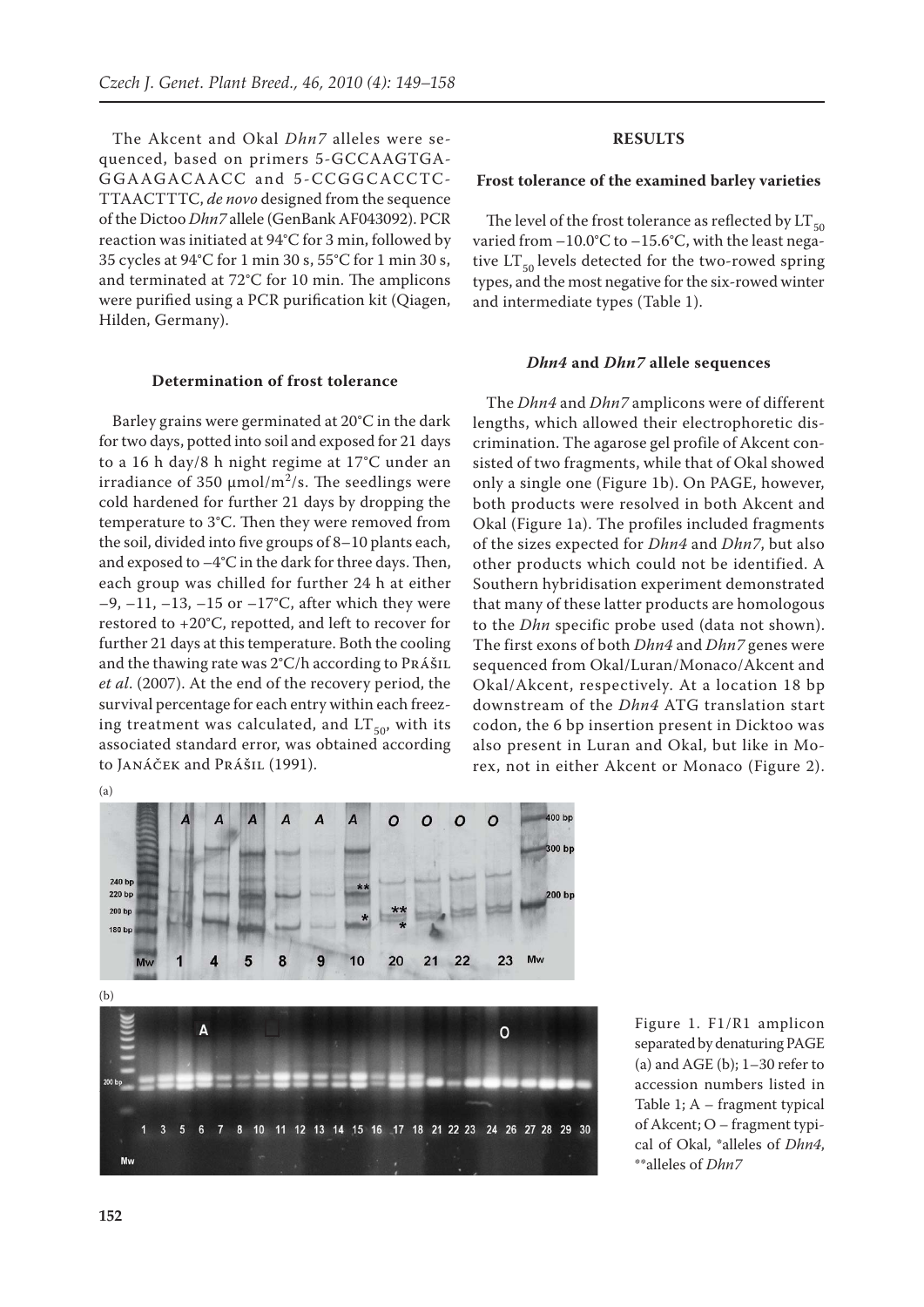The Akcent and Okal *Dhn7* alleles were sequenced, based on primers 5-GCCAAGTGAGGAAGACAACC and 5-CCGGCACCTCTTAACTTTC, *de novo* designed from the sequence of the Dictoo *Dhn7* allele (GenBank AF043092). PCR reaction was initiated at 94°C for 3 min, followed by 35 cycles at 94°C for 1 min 30 s, 55°C for 1 min 30 s, and terminated at 72°C for 10 min. The amplicons were purified using a PCR purification kit (Qiagen, Hilden, Germany).

### Determination of frost tolerance

Barley grains were germinated at 20°C in the dark for two days, potted into soil and exposed for 21 days to a 16 h day/8 h night regime at 17°C under an irradiance of 350 μmol/m$^2$/s. The seedlings were cold hardened for further 21 days by dropping the temperature to 3°C. Then they were removed from the soil, divided into five groups of 8–10 plants each, and exposed to –4°C in the dark for three days. Then, each group was chilled for further 24 h at either –9, –11, –13, –15 or –17°C, after which they were restored to +20°C, repotted, and left to recover for further 21 days at this temperature. Both the cooling and the thawing rate was 2°C/h according to Prášil *et al*. (2007). At the end of the recovery period, the survival percentage for each entry within each freezing treatment was calculated, and $LT_{50}$, with its associated standard error, was obtained according to Janáček and Prášil (1991).

## RESULTS

### Frost tolerance of the examined barley varieties

The level of the frost tolerance as reflected by $LT_{50}$ varied from –10.0°C to –15.6°C, with the least negative $LT_{50}$ levels detected for the two-rowed spring types, and the most negative for the six-rowed winter and intermediate types (Table 1).

### *Dhn4* and *Dhn7* allele sequences

The *Dhn4* and *Dhn7* amplicons were of different lengths, which allowed their electrophoretic discrimination. The agarose gel profile of Akcent consisted of two fragments, while that of Okal showed only a single one (Figure 1b). On PAGE, however, both products were resolved in both Akcent and Okal (Figure 1a). The profiles included fragments of the sizes expected for *Dhn4* and *Dhn7*, but also other products which could not be identified. A Southern hybridisation experiment demonstrated that many of these latter products are homologous to the *Dhn* specific probe used (data not shown). The first exons of both *Dhn4* and *Dhn7* genes were sequenced from Okal/Luran/Monaco/Akcent and Okal/Akcent, respectively. At a location 18 bp downstream of the *Dhn4* ATG translation start codon, the 6 bp insertion present in Dicktoo was also present in Luran and Okal, but like in Morex, not in either Akcent or Monaco (Figure 2).

Figure 1. F1/R1 amplicon separated by denaturing PAGE (a) and AGE (b); 1–30 refer to accession numbers listed in Table 1; A – fragment typical of Akcent; O – fragment typical of Okal, *alleles of *Dhn4*, **alleles of *Dhn7*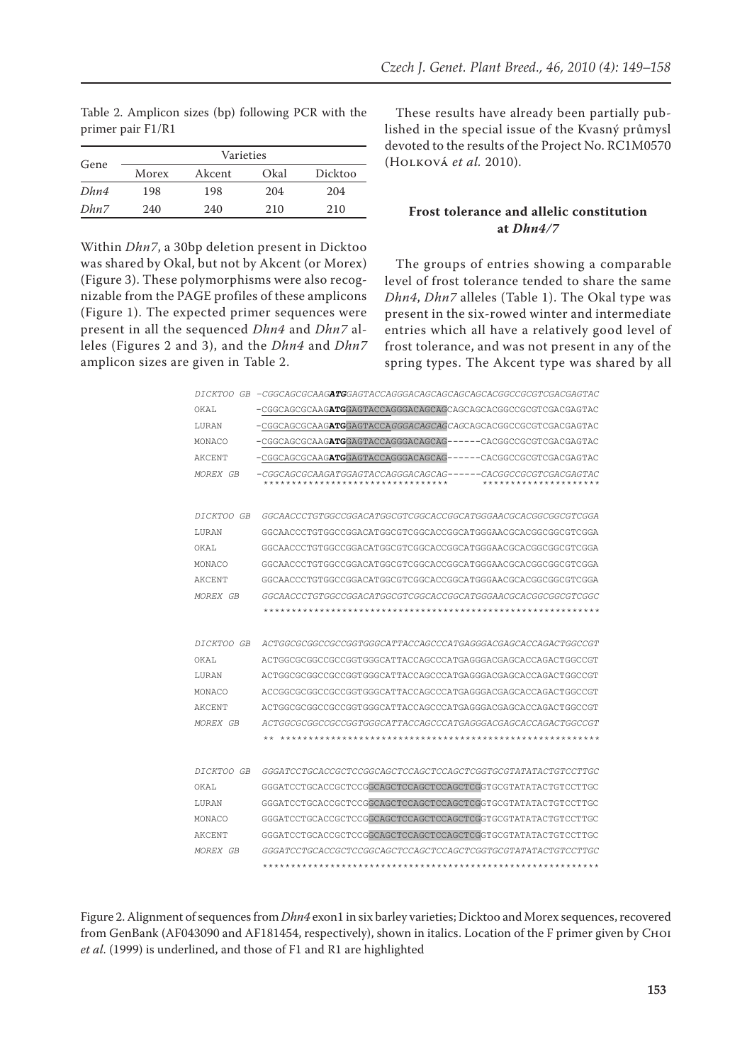Table 2. Amplicon sizes (bp) following PCR with the primer pair F1/R1

| Gene | Varieties | | | |
|---|---|---|---|---|
| | Morex | Akcent | Okal | Dicktoo |
| *Dhn4* | 198 | 198 | 204 | 204 |
| *Dhn7* | 240 | 240 | 210 | 210 |

Within *Dhn7*, a 30bp deletion present in Dicktoo was shared by Okal, but not by Akcent (or Morex) (Figure 3). These polymorphisms were also recognizable from the PAGE profiles of these amplicons (Figure 1). The expected primer sequences were present in all the sequenced *Dhn4* and *Dhn7* alleles (Figures 2 and 3), and the *Dhn4* and *Dhn7* amplicon sizes are given in Table 2.

These results have already been partially published in the special issue of the Kvasný průmysl devoted to the results of the Project No. RC1M0570 (Holková *et al.* 2010).

## Frost tolerance and allelic constitution at *Dhn4/7*

The groups of entries showing a comparable level of frost tolerance tended to share the same *Dhn4*, *Dhn7* alleles (Table 1). The Okal type was present in the six-rowed winter and intermediate entries which all have a relatively good level of frost tolerance, and was not present in any of the spring types. The Akcent type was shared by all

```
DICKTOO GB  -CGGCAGCGCAAGATGGAGTACCAGGGACAGCAGCAGCAGCACGGCCGCGTCGACGAGTAC
OKAL        -CGGCAGCGCAAGATGGAGTACCAGGGACAGCAGCAGCAGCACGGCCGCGTCGACGAGTAC
LURAN       -CGGCAGCGCAAGATGGAGTACCAGGGACAGCAGCAGCAGCACGGCCGCGTCGACGAGTAC
MONACO      -CGGCAGCGCAAGATGGAGTACCAGGGACAGCAG------CACGGCCGCGTCGACGAGTAC
AKCENT      -CGGCAGCGCAAGATGGAGTACCAGGGACAGCAG------CACGGCCGCGTCGACGAGTAC
MOREX GB    -CGGCAGCGCAAGATGGAGTACCAGGGACAGCAG------CACGGCCGCGTCGACGAGTAC
             ********************************       ********************

DICKTOO GB  GGCAACCCTGTGGCCGGACATGGCGTCGGCACCGGCATGGGAACGCACGGCGGCGTCGGA
LURAN       GGCAACCCTGTGGCCGGACATGGCGTCGGCACCGGCATGGGAACGCACGGCGGCGTCGGA
OKAL        GGCAACCCTGTGGCCGGACATGGCGTCGGCACCGGCATGGGAACGCACGGCGGCGTCGGA
MONACO      GGCAACCCTGTGGCCGGACATGGCGTCGGCACCGGCATGGGAACGCACGGCGGCGTCGGA
AKCENT      GGCAACCCTGTGGCCGGACATGGCGTCGGCACCGGCATGGGAACGCACGGCGGCGTCGGA
MOREX GB    GGCAACCCTGTGGCCGGACATGGCGTCGGCACCGGCATGGGAACGCACGGCGGCGTCGGC
            ************************************************************

DICKTOO GB  ACTGGCGCGGCCGCCGGTGGGCATTACCAGCCCATGAGGGACGAGCACCAGACTGGCCGT
OKAL        ACTGGCGCGGCCGCCGGTGGGCATTACCAGCCCATGAGGGACGAGCACCAGACTGGCCGT
LURAN       ACTGGCGCGGCCGCCGGTGGGCATTACCAGCCCATGAGGGACGAGCACCAGACTGGCCGT
MONACO      ACCGGCGCGGCCGCCGGTGGGCATTACCAGCCCATGAGGGACGAGCACCAGACTGGCCGT
AKCENT      ACTGGCGCGGCCGCCGGTGGGCATTACCAGCCCATGAGGGACGAGCACCAGACTGGCCGT
MOREX GB    ACTGGCGCGGCCGCCGGTGGGCATTACCAGCCCATGAGGGACGAGCACCAGACTGGCCGT
            ** *********************************************************

DICKTOO GB  GGGATCCTGCACCGCTCCGGCAGCTCCAGCTCCAGCTCGGTGCGTATATACTGTCCTTGC
OKAL        GGGATCCTGCACCGCTCCGGCAGCTCCAGCTCCAGCTCGGTGCGTATATACTGTCCTTGC
LURAN       GGGATCCTGCACCGCTCCGGCAGCTCCAGCTCCAGCTCGGTGCGTATATACTGTCCTTGC
MONACO      GGGATCCTGCACCGCTCCGGCAGCTCCAGCTCCAGCTCGGTGCGTATATACTGTCCTTGC
AKCENT      GGGATCCTGCACCGCTCCGGCAGCTCCAGCTCCAGCTCGGTGCGTATATACTGTCCTTGC
MOREX GB    GGGATCCTGCACCGCTCCGGCAGCTCCAGCTCCAGCTCGGTGCGTATATACTGTCCTTGC
            ************************************************************
```

Figure 2. Alignment of sequences from *Dhn4* exon1 in six barley varieties; Dicktoo and Morex sequences, recovered from GenBank (AF043090 and AF181454, respectively), shown in italics. Location of the F primer given by Choi *et al.* (1999) is underlined, and those of F1 and R1 are highlighted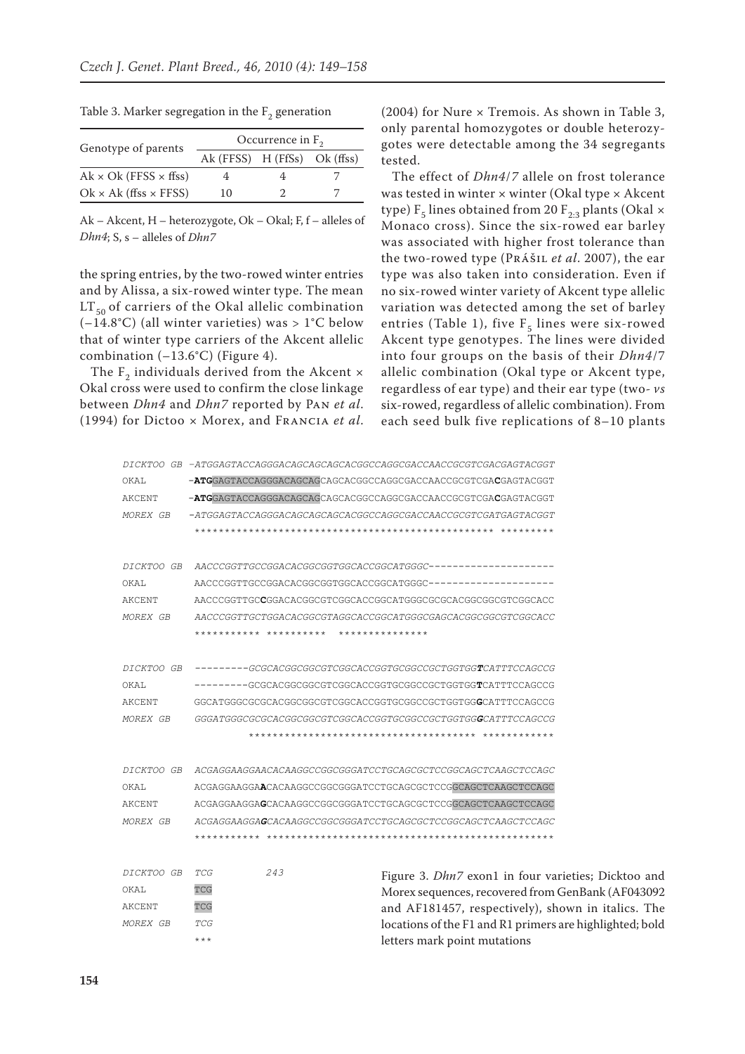Table 3. Marker segregation in the $F_2$ generation

| Genotype of parents | Occurrence in $F_2$ | | |
|---|---|---|---|
| | Ak (FFSS) | H (FfSs) | Ok (ffss) |
| Ak × Ok (FFSS × ffss) | 4 | 4 | 7 |
| Ok × Ak (ffss × FFSS) | 10 | 2 | 7 |

Ak – Akcent, H – heterozygote, Ok – Okal; F, f – alleles of *Dhn4*; S, s – alleles of *Dhn7*

the spring entries, by the two-rowed winter entries and by Alissa, a six-rowed winter type. The mean $LT_{50}$ of carriers of the Okal allelic combination (–14.8°C) (all winter varieties) was > 1°C below that of winter type carriers of the Akcent allelic combination (–13.6°C) (Figure 4).

The $F_2$ individuals derived from the Akcent × Okal cross were used to confirm the close linkage between *Dhn4* and *Dhn7* reported by Pan *et al.* (1994) for Dictoo × Morex, and Francia *et al.* (2004) for Nure × Tremois. As shown in Table 3, only parental homozygotes or double heterozygotes were detectable among the 34 segregants tested.

The effect of *Dhn4*/*7* allele on frost tolerance was tested in winter × winter (Okal type × Akcent type) $F_5$ lines obtained from 20 $F_{2:3}$ plants (Okal × Monaco cross). Since the six-rowed ear barley was associated with higher frost tolerance than the two-rowed type (Prášil *et al.* 2007), the ear type was also taken into consideration. Even if no six-rowed winter variety of Akcent type allelic variation was detected among the set of barley entries (Table 1), five $F_5$ lines were six-rowed Akcent type genotypes. The lines were divided into four groups on the basis of their *Dhn4*/*7* allelic combination (Okal type or Akcent type, regardless of ear type) and their ear type (two- *vs* six-rowed, regardless of allelic combination). From each seed bulk five replications of 8–10 plants

```
DICKTOO GB -ATGGAGTACCAGGGACAGCAGCAGCACGGCCAGGCGACCAACCGCGTCGACGAGTACGGT
OKAL       -ATGGAGTACCAGGGACAGCAGCAGCACGGCCAGGCGACCAACCGCGTCGACGAGTACGGT
AKCENT     -ATGGAGTACCAGGGACAGCAGCAGCACGGCCAGGCGACCAACCGCGTCGACGAGTACGGT
MOREX GB   -ATGGAGTACCAGGGACAGCAGCAGCACGGCCAGGCGACCAACCGCGTCGATGAGTACGGT
            ************************************************** ********

DICKTOO GB AACCCGGTTGCCGGACACGGCGGTGGCACCGGCATGGGC---------------------
OKAL       AACCCGGTTGCCGGACACGGCGGTGGCACCGGCATGGGC---------------------
AKCENT     AACCCGGTTGCCGGACACGGCGTCGGCACCGGCATGGGCGCGCACGGCGGCGTCGGCACC
MOREX GB   AACCCGGTTGCTGGACACGGCGTAGGCACCGGCATGGGCGAGCACGGCGGCGTCGGCACC
           *********** **********  ***************

DICKTOO GB ---------GCGCACGGCGGCGTCGGCACCGGTGCGGCCGCTGGTGGTCATTTCCAGCCG
OKAL       ---------GCGCACGGCGGCGTCGGCACCGGTGCGGCCGCTGGTGGTCATTTCCAGCCG
AKCENT     GGCATGGGCGCGCACGGCGGCGTCGGCACCGGTGCGGCCGCTGGTGGGCATTTCCAGCCG
MOREX GB   GGGATGGGCGCGCACGGCGGCGTCGGCACCGGTGCGGCCGCTGGTGGGCATTTCCAGCCG
                    ************************************** ************

DICKTOO GB ACGAGGAAGGAACACAAGGCCGGCGGGATCCTGCAGCGCTCCGGCAGCTCAAGCTCCAGC
OKAL       ACGAGGAAGGAACACAAGGCCGGCGGGATCCTGCAGCGCTCCGGCAGCTCAAGCTCCAGC
AKCENT     ACGAGGAAGGAGCACAAGGCCGGCGGGATCCTGCAGCGCTCCGGCAGCTCAAGCTCCAGC
MOREX GB   ACGAGGAAGGAGCACAAGGCCGGCGGGATCCTGCAGCGCTCCGGCAGCTCAAGCTCCAGC
           *********** ************************************************

DICKTOO GB TCG        243
OKAL       TCG
AKCENT     TCG
MOREX GB   TCG
           ***
```

Figure 3. *Dhn7* exon1 in four varieties; Dicktoo and Morex sequences, recovered from GenBank (AF043092 and AF181457, respectively), shown in italics. The locations of the F1 and R1 primers are highlighted; bold letters mark point mutations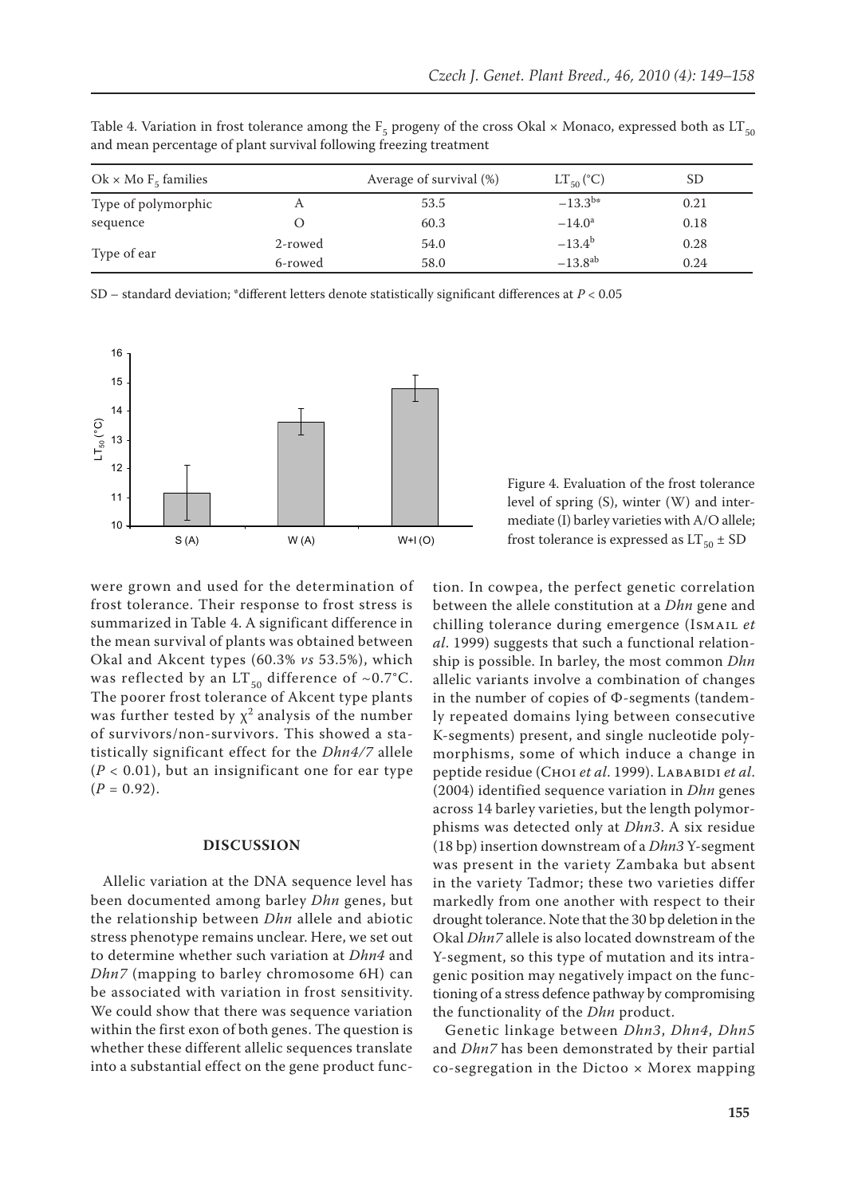Table 4. Variation in frost tolerance among the $F_5$ progeny of the cross Okal × Monaco, expressed both as $LT_{50}$ and mean percentage of plant survival following freezing treatment

| Ok × Mo $F_5$ families | | Average of survival (%) | $LT_{50}$ (°C) | SD |
|---|---|---|---|---|
| Type of polymorphic sequence | A | 53.5 | $-13.3^{b*}$ | 0.21 |
| | O | 60.3 | $-14.0^{a}$ | 0.18 |
| Type of ear | 2-rowed | 54.0 | $-13.4^{b}$ | 0.28 |
| | 6-rowed | 58.0 | $-13.8^{ab}$ | 0.24 |

SD – standard deviation; *different letters denote statistically significant differences at $P < 0.05$

Figure 4. Evaluation of the frost tolerance level of spring (S), winter (W) and intermediate (I) barley varieties with A/O allele; frost tolerance is expressed as $LT_{50}$ ± SD

were grown and used for the determination of frost tolerance. Their response to frost stress is summarized in Table 4. A significant difference in the mean survival of plants was obtained between Okal and Akcent types (60.3% *vs* 53.5%), which was reflected by an $LT_{50}$ difference of ~0.7°C. The poorer frost tolerance of Akcent type plants was further tested by $\chi^2$ analysis of the number of survivors/non-survivors. This showed a statistically significant effect for the *Dhn4/7* allele ($P < 0.01$), but an insignificant one for ear type ($P = 0.92$).

## DISCUSSION

Allelic variation at the DNA sequence level has been documented among barley *Dhn* genes, but the relationship between *Dhn* allele and abiotic stress phenotype remains unclear. Here, we set out to determine whether such variation at *Dhn4* and *Dhn7* (mapping to barley chromosome 6H) can be associated with variation in frost sensitivity. We could show that there was sequence variation within the first exon of both genes. The question is whether these different allelic sequences translate into a substantial effect on the gene product function. In cowpea, the perfect genetic correlation between the allele constitution at a *Dhn* gene and chilling tolerance during emergence (Ismail *et al*. 1999) suggests that such a functional relationship is possible. In barley, the most common *Dhn* allelic variants involve a combination of changes in the number of copies of Φ-segments (tandemly repeated domains lying between consecutive K-segments) present, and single nucleotide polymorphisms, some of which induce a change in peptide residue (Choi *et al*. 1999). Lababidi *et al*. (2004) identified sequence variation in *Dhn* genes across 14 barley varieties, but the length polymorphisms was detected only at *Dhn3*. A six residue (18 bp) insertion downstream of a *Dhn3* Y-segment was present in the variety Zambaka but absent in the variety Tadmor; these two varieties differ markedly from one another with respect to their drought tolerance. Note that the 30 bp deletion in the Okal *Dhn7* allele is also located downstream of the Y-segment, so this type of mutation and its intragenic position may negatively impact on the functioning of a stress defence pathway by compromising the functionality of the *Dhn* product.

Genetic linkage between *Dhn3*, *Dhn4*, *Dhn5* and *Dhn7* has been demonstrated by their partial co-segregation in the Dictoo × Morex mapping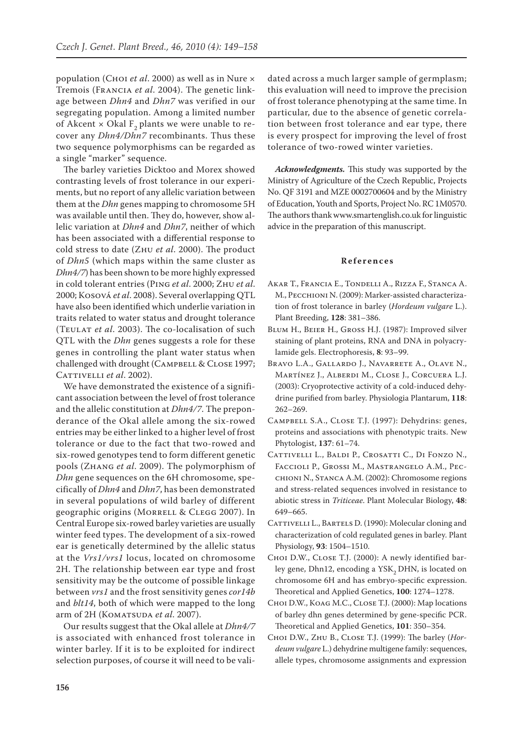population (Choi *et al*. 2000) as well as in Nure × Tremois (Francia *et al*. 2004). The genetic linkage between *Dhn4* and *Dhn7* was verified in our segregating population. Among a limited number of Akcent × Okal $F_2$ plants we were unable to recover any *Dhn4/Dhn7* recombinants. Thus these two sequence polymorphisms can be regarded as a single "marker" sequence.

The barley varieties Dicktoo and Morex showed contrasting levels of frost tolerance in our experiments, but no report of any allelic variation between them at the *Dhn* genes mapping to chromosome 5H was available until then. They do, however, show allelic variation at *Dhn4* and *Dhn7*, neither of which has been associated with a differential response to cold stress to date (Zhu *et al*. 2000). The product of *Dhn5* (which maps within the same cluster as *Dhn4/7*) has been shown to be more highly expressed in cold tolerant entries (Ping *et al*. 2000; Zhu *et al*. 2000; Kosová *et al*. 2008). Several overlapping QTL have also been identified which underlie variation in traits related to water status and drought tolerance (Teulat *et al*. 2003). The co-localisation of such QTL with the *Dhn* genes suggests a role for these genes in controlling the plant water status when challenged with drought (Campbell & Close 1997; Cattivelli *et al*. 2002).

We have demonstrated the existence of a significant association between the level of frost tolerance and the allelic constitution at *Dhn4/7*. The preponderance of the Okal allele among the six-rowed entries may be either linked to a higher level of frost tolerance or due to the fact that two-rowed and six-rowed genotypes tend to form different genetic pools (Zhang *et al*. 2009). The polymorphism of *Dhn* gene sequences on the 6H chromosome, specifically of *Dhn4* and *Dhn7*, has been demonstrated in several populations of wild barley of different geographic origins (Morrell & Clegg 2007). In Central Europe six-rowed barley varieties are usually winter feed types. The development of a six-rowed ear is genetically determined by the allelic status at the *Vrs1/vrs1* locus, located on chromosome 2H. The relationship between ear type and frost sensitivity may be the outcome of possible linkage between *vrs1* and the frost sensitivity genes *cor14b* and *blt14*, both of which were mapped to the long arm of 2H (Komatsuda *et al*. 2007).

Our results suggest that the Okal allele at *Dhn4/7* is associated with enhanced frost tolerance in winter barley. If it is to be exploited for indirect selection purposes, of course it will need to be validated across a much larger sample of germplasm; this evaluation will need to improve the precision of frost tolerance phenotyping at the same time. In particular, due to the absence of genetic correlation between frost tolerance and ear type, there is every prospect for improving the level of frost tolerance of two-rowed winter varieties.

***Acknowledgments.*** This study was supported by the Ministry of Agriculture of the Czech Republic, Projects No. QF 3191 and MZE 0002700604 and by the Ministry of Education, Youth and Sports, Project No. RC 1M0570. The authors thank www.smartenglish.co.uk for linguistic advice in the preparation of this manuscript.

## References

Akar T., Francia E., Tondelli A., Rizza F., Stanca A. M., Pecchioni N. (2009): Marker-assisted characterization of frost tolerance in barley (*Hordeum vulgare* L.). Plant Breeding, **128**: 381–386.

Blum H., Beier H., Gross H.J. (1987): Improved silver staining of plant proteins, RNA and DNA in polyacrylamide gels. Electrophoresis, **8**: 93–99.

Bravo L.A., Gallardo J., Navarrete A., Olave N., Martínez J., Alberdi M., Close J., Corcuera L.J. (2003): Cryoprotective activity of a cold-induced dehydrine purified from barley. Physiologia Plantarum, **118**: 262–269.

Campbell S.A., Close T.J. (1997): Dehydrins: genes, proteins and associations with phenotypic traits. New Phytologist, **137**: 61–74.

Cattivelli L., Baldi P., Crosatti C., Di Fonzo N., Faccioli P., Grossi M., Mastrangelo A.M., Pecchioni N., Stanca A.M. (2002): Chromosome regions and stress-related sequences involved in resistance to abiotic stress in *Triticeae*. Plant Molecular Biology, **48**: 649–665.

Cattivelli L., Bartels D. (1990): Molecular cloning and characterization of cold regulated genes in barley. Plant Physiology, **93**: 1504–1510.

Choi D.W., Close T.J. (2000): A newly identified barley gene, Dhn12, encoding a $YSK_2$ DHN, is located on chromosome 6H and has embryo-specific expression. Theoretical and Applied Genetics, **100**: 1274–1278.

Choi D.W., Koag M.C., Close T.J. (2000): Map locations of barley dhn genes determined by gene-specific PCR. Theoretical and Applied Genetics, **101**: 350–354.

Choi D.W., Zhu B., Close T.J. (1999): The barley (*Hordeum vulgare* L.) dehydrine multigene family: sequences, allele types, chromosome assignments and expression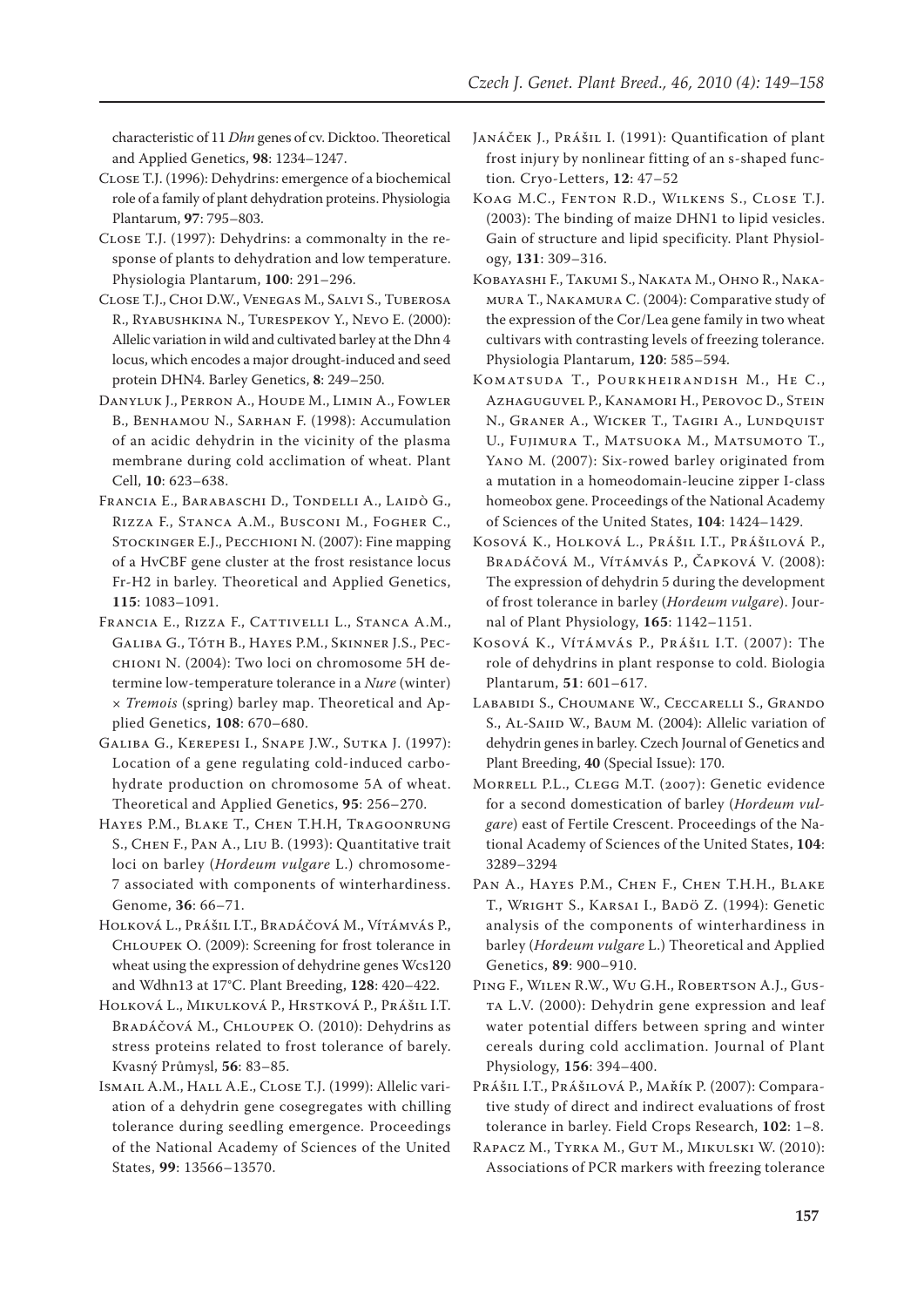characteristic of 11 *Dhn* genes of cv. Dicktoo. Theoretical and Applied Genetics, **98**: 1234–1247.

Close T.J. (1996): Dehydrins: emergence of a biochemical role of a family of plant dehydration proteins. Physiologia Plantarum, **97**: 795–803.

Close T.J. (1997): Dehydrins: a commonalty in the response of plants to dehydration and low temperature. Physiologia Plantarum, **100**: 291–296.

Close T.J., Choi D.W., Venegas M., Salvi S., Tuberosa R., Ryabushkina N., Turespekov Y., Nevo E. (2000): Allelic variation in wild and cultivated barley at the Dhn 4 locus, which encodes a major drought-induced and seed protein DHN4. Barley Genetics, **8**: 249–250.

Danyluk J., Perron A., Houde M., Limin A., Fowler B., Benhamou N., Sarhan F. (1998): Accumulation of an acidic dehydrin in the vicinity of the plasma membrane during cold acclimation of wheat. Plant Cell, **10**: 623–638.

Francia E., Barabaschi D., Tondelli A., Laidò G., Rizza F., Stanca A.M., Busconi M., Fogher C., Stockinger E.J., Pecchioni N. (2007): Fine mapping of a HvCBF gene cluster at the frost resistance locus Fr-H2 in barley. Theoretical and Applied Genetics, **115**: 1083–1091.

Francia E., Rizza F., Cattivelli L., Stanca A.M., Galiba G., Tóth B., Hayes P.M., Skinner J.S., Pecchioni N. (2004): Two loci on chromosome 5H determine low-temperature tolerance in a *Nure* (winter) × *Tremois* (spring) barley map. Theoretical and Applied Genetics, **108**: 670–680.

Galiba G., Kerepesi I., Snape J.W., Sutka J. (1997): Location of a gene regulating cold-induced carbohydrate production on chromosome 5A of wheat. Theoretical and Applied Genetics, **95**: 256–270.

Hayes P.M., Blake T., Chen T.H.H, Tragoonrung S., Chen F., Pan A., Liu B. (1993): Quantitative trait loci on barley (*Hordeum vulgare* L.) chromosome-7 associated with components of winterhardiness. Genome, **36**: 66–71.

Holková L., Prášil I.T., Bradáčová M., Vítámvás P., Chloupek O. (2009): Screening for frost tolerance in wheat using the expression of dehydrine genes Wcs120 and Wdhn13 at 17°C. Plant Breeding, **128**: 420–422.

Holková L., Mikulková P., Hrstková P., Prášil I.T. Bradáčová M., Chloupek O. (2010): Dehydrins as stress proteins related to frost tolerance of barely. Kvasný Průmysl, **56**: 83–85.

Ismail A.M., Hall A.E., Close T.J. (1999): Allelic variation of a dehydrin gene cosegregates with chilling tolerance during seedling emergence. Proceedings of the National Academy of Sciences of the United States, **99**: 13566–13570.

Janáček J., Prášil I. (1991): Quantification of plant frost injury by nonlinear fitting of an s-shaped function. Cryo-Letters, **12**: 47–52

Koag M.C., Fenton R.D., Wilkens S., Close T.J. (2003): The binding of maize DHN1 to lipid vesicles. Gain of structure and lipid specificity. Plant Physiology, **131**: 309–316.

Kobayashi F., Takumi S., Nakata M., Ohno R., Nakamura T., Nakamura C. (2004): Comparative study of the expression of the Cor/Lea gene family in two wheat cultivars with contrasting levels of freezing tolerance. Physiologia Plantarum, **120**: 585–594.

Komatsuda T., Pourkheirandish M., He C., Azhaguguvel P., Kanamori H., Perovoc D., Stein N., Graner A., Wicker T., Tagiri A., Lundquist U., Fujimura T., Matsuoka M., Matsumoto T., Yano M. (2007): Six-rowed barley originated from a mutation in a homeodomain-leucine zipper I-class homeobox gene. Proceedings of the National Academy of Sciences of the United States, **104**: 1424–1429.

Kosová K., Holková L., Prášil I.T., Prášilová P., Bradáčová M., Vítámvás P., Čapková V. (2008): The expression of dehydrin 5 during the development of frost tolerance in barley (*Hordeum vulgare*). Journal of Plant Physiology, **165**: 1142–1151.

Kosová K., Vítámvás P., Prášil I.T. (2007): The role of dehydrins in plant response to cold. Biologia Plantarum, **51**: 601–617.

Lababidi S., Choumane W., Ceccarelli S., Grando S., Al-Saiid W., Baum M. (2004): Allelic variation of dehydrin genes in barley. Czech Journal of Genetics and Plant Breeding, **40** (Special Issue): 170.

Morrell P.L., Clegg M.T. (2007): Genetic evidence for a second domestication of barley (*Hordeum vulgare*) east of Fertile Crescent. Proceedings of the National Academy of Sciences of the United States, **104**: 3289–3294

Pan A., Hayes P.M., Chen F., Chen T.H.H., Blake T., Wright S., Karsai I., Badö Z. (1994): Genetic analysis of the components of winterhardiness in barley (*Hordeum vulgare* L.) Theoretical and Applied Genetics, **89**: 900–910.

Ping F., Wilen R.W., Wu G.H., Robertson A.J., Gusta L.V. (2000): Dehydrin gene expression and leaf water potential differs between spring and winter cereals during cold acclimation. Journal of Plant Physiology, **156**: 394–400.

Prášil I.T., Prášilová P., Mařík P. (2007): Comparative study of direct and indirect evaluations of frost tolerance in barley. Field Crops Research, **102**: 1–8.

Rapacz M., Tyrka M., Gut M., Mikulski W. (2010): Associations of PCR markers with freezing tolerance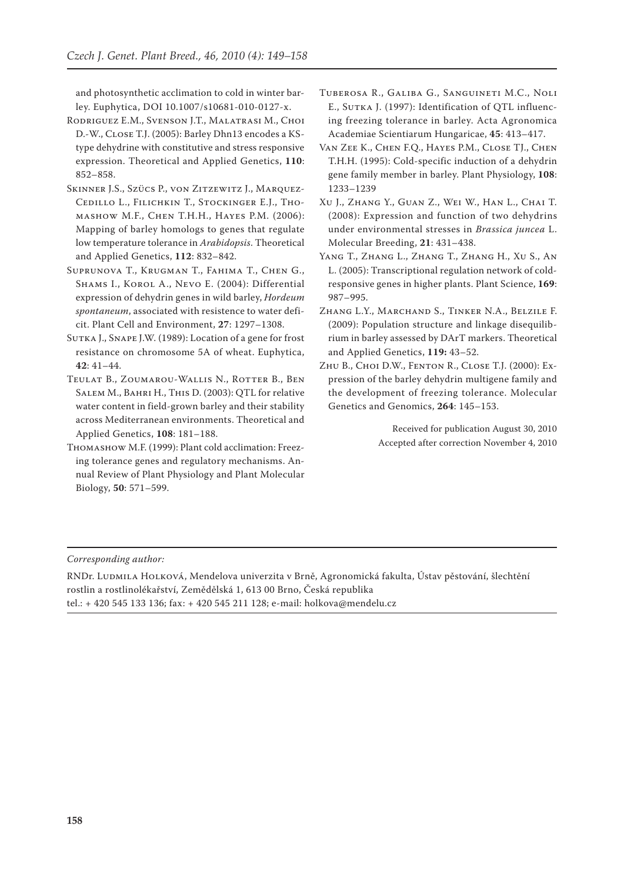and photosynthetic acclimation to cold in winter barley. Euphytica, DOI 10.1007/s10681-010-0127-x.

Rodriguez E.M., Svenson J.T., Malatrasi M., Choi D.-W., Close T.J. (2005): Barley Dhn13 encodes a KS-type dehydrine with constitutive and stress responsive expression. Theoretical and Applied Genetics, **110**: 852–858.

Skinner J.S., Szücs P., von Zitzewitz J., Marquez-Cedillo L., Filichkin T., Stockinger E.J., Thomashow M.F., Chen T.H.H., Hayes P.M. (2006): Mapping of barley homologs to genes that regulate low temperature tolerance in *Arabidopsis*. Theoretical and Applied Genetics, **112**: 832–842.

Suprunova T., Krugman T., Fahima T., Chen G., Shams I., Korol A., Nevo E. (2004): Differential expression of dehydrin genes in wild barley, *Hordeum spontaneum*, associated with resistence to water deficit. Plant Cell and Environment, **27**: 1297–1308.

Sutka J., Snape J.W. (1989): Location of a gene for frost resistance on chromosome 5A of wheat. Euphytica, **42**: 41–44.

Teulat B., Zoumarou-Wallis N., Rotter B., Ben Salem M., Bahri H., This D. (2003): QTL for relative water content in field-grown barley and their stability across Mediterranean environments. Theoretical and Applied Genetics, **108**: 181–188.

Thomashow M.F. (1999): Plant cold acclimation: Freezing tolerance genes and regulatory mechanisms. Annual Review of Plant Physiology and Plant Molecular Biology, **50**: 571–599.

Tuberosa R., Galiba G., Sanguineti M.C., Noli E., Sutka J. (1997): Identification of QTL influencing freezing tolerance in barley. Acta Agronomica Academiae Scientiarum Hungaricae, **45**: 413–417.

Van Zee K., Chen F.Q., Hayes P.M., Close TJ., Chen T.H.H. (1995): Cold-specific induction of a dehydrin gene family member in barley. Plant Physiology, **108**: 1233–1239

Xu J., Zhang Y., Guan Z., Wei W., Han L., Chai T. (2008): Expression and function of two dehydrins under environmental stresses in *Brassica juncea* L. Molecular Breeding, **21**: 431–438.

Yang T., Zhang L., Zhang T., Zhang H., Xu S., An L. (2005): Transcriptional regulation network of cold-responsive genes in higher plants. Plant Science, **169**: 987–995.

Zhang L.Y., Marchand S., Tinker N.A., Belzile F. (2009): Population structure and linkage disequilibrium in barley assessed by DArT markers. Theoretical and Applied Genetics, **119:** 43–52.

Zhu B., Choi D.W., Fenton R., Close T.J. (2000): Expression of the barley dehydrin multigene family and the development of freezing tolerance. Molecular Genetics and Genomics, **264**: 145–153.

Received for publication August 30, 2010
Accepted after correction November 4, 2010

*Corresponding author:*

RNDr. Ludmila Holková, Mendelova univerzita v Brně, Agronomická fakulta, Ústav pěstování, šlechtění rostlin a rostlinolékařství, Zemědělská 1, 613 00 Brno, Česká republika
tel.: + 420 545 133 136; fax: + 420 545 211 128; e-mail: holkova@mendelu.cz